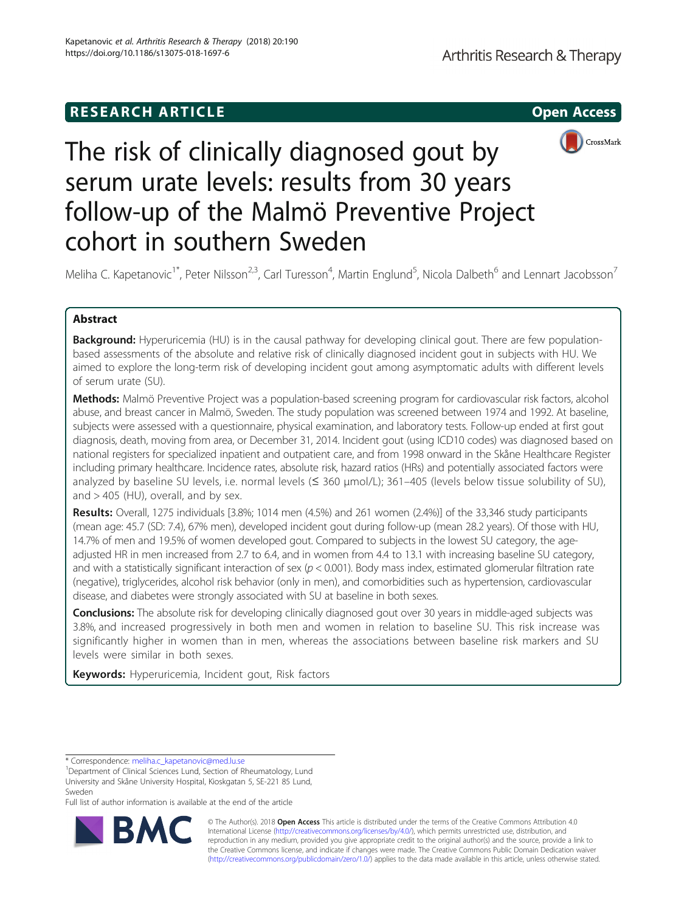RESEARCH ARTICLE

Open Access

# The risk of clinically diagnosed gout by serum urate levels: results from 30 years follow-up of the Malmö Preventive Project cohort in southern Sweden

Meliha C. Kapetanovic[1*], Peter Nilsson[2,3], Carl Turesson[4], Martin Englund[5], Nicola Dalbeth[6] and Lennart Jacobsson[7]

## Abstract

**Background:** Hyperuricemia (HU) is in the causal pathway for developing clinical gout. There are few population-based assessments of the absolute and relative risk of clinically diagnosed incident gout in subjects with HU. We aimed to explore the long-term risk of developing incident gout among asymptomatic adults with different levels of serum urate (SU).

**Methods:** Malmö Preventive Project was a population-based screening program for cardiovascular risk factors, alcohol abuse, and breast cancer in Malmö, Sweden. The study population was screened between 1974 and 1992. At baseline, subjects were assessed with a questionnaire, physical examination, and laboratory tests. Follow-up ended at first gout diagnosis, death, moving from area, or December 31, 2014. Incident gout (using ICD10 codes) was diagnosed based on national registers for specialized inpatient and outpatient care, and from 1998 onward in the Skåne Healthcare Register including primary healthcare. Incidence rates, absolute risk, hazard ratios (HRs) and potentially associated factors were analyzed by baseline SU levels, i.e. normal levels (≤ 360 μmol/L); 361–405 (levels below tissue solubility of SU), and > 405 (HU), overall, and by sex.

**Results:** Overall, 1275 individuals [3.8%; 1014 men (4.5%) and 261 women (2.4%)] of the 33,346 study participants (mean age: 45.7 (SD: 7.4), 67% men), developed incident gout during follow-up (mean 28.2 years). Of those with HU, 14.7% of men and 19.5% of women developed gout. Compared to subjects in the lowest SU category, the age-adjusted HR in men increased from 2.7 to 6.4, and in women from 4.4 to 13.1 with increasing baseline SU category, and with a statistically significant interaction of sex ($p < 0.001$). Body mass index, estimated glomerular filtration rate (negative), triglycerides, alcohol risk behavior (only in men), and comorbidities such as hypertension, cardiovascular disease, and diabetes were strongly associated with SU at baseline in both sexes.

**Conclusions:** The absolute risk for developing clinically diagnosed gout over 30 years in middle-aged subjects was 3.8%, and increased progressively in both men and women in relation to baseline SU. This risk increase was significantly higher in women than in men, whereas the associations between baseline risk markers and SU levels were similar in both sexes.

**Keywords:** Hyperuricemia, Incident gout, Risk factors

---

* Correspondence: meliha.c_kapetanovic@med.lu.se
[1]Department of Clinical Sciences Lund, Section of Rheumatology, Lund University and Skåne University Hospital, Kioskgatan 5, SE-221 85 Lund, Sweden
Full list of author information is available at the end of the article

© The Author(s). 2018 **Open Access** This article is distributed under the terms of the Creative Commons Attribution 4.0 International License (http://creativecommons.org/licenses/by/4.0/), which permits unrestricted use, distribution, and reproduction in any medium, provided you give appropriate credit to the original author(s) and the source, provide a link to the Creative Commons license, and indicate if changes were made. The Creative Commons Public Domain Dedication waiver (http://creativecommons.org/publicdomain/zero/1.0/) applies to the data made available in this article, unless otherwise stated.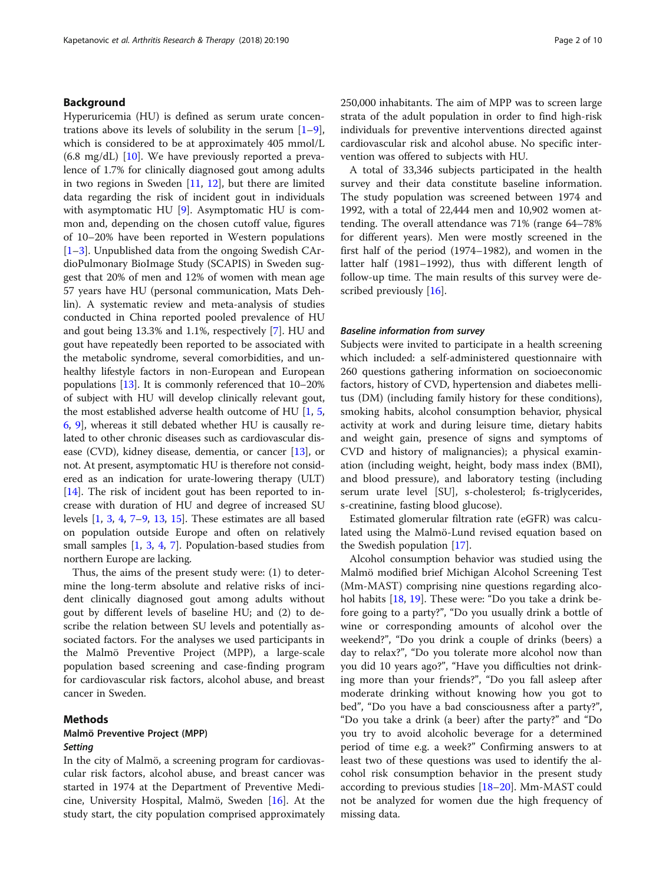## Background

Hyperuricemia (HU) is defined as serum urate concentrations above its levels of solubility in the serum [1–9], which is considered to be at approximately 405 mmol/L (6.8 mg/dL) [10]. We have previously reported a prevalence of 1.7% for clinically diagnosed gout among adults in two regions in Sweden [11, 12], but there are limited data regarding the risk of incident gout in individuals with asymptomatic HU [9]. Asymptomatic HU is common and, depending on the chosen cutoff value, figures of 10–20% have been reported in Western populations [1–3]. Unpublished data from the ongoing Swedish CArdioPulmonary BioImage Study (SCAPIS) in Sweden suggest that 20% of men and 12% of women with mean age 57 years have HU (personal communication, Mats Dehlin). A systematic review and meta-analysis of studies conducted in China reported pooled prevalence of HU and gout being 13.3% and 1.1%, respectively [7]. HU and gout have repeatedly been reported to be associated with the metabolic syndrome, several comorbidities, and unhealthy lifestyle factors in non-European and European populations [13]. It is commonly referenced that 10–20% of subject with HU will develop clinically relevant gout, the most established adverse health outcome of HU [1, 5, 6, 9], whereas it still debated whether HU is causally related to other chronic diseases such as cardiovascular disease (CVD), kidney disease, dementia, or cancer [13], or not. At present, asymptomatic HU is therefore not considered as an indication for urate-lowering therapy (ULT) [14]. The risk of incident gout has been reported to increase with duration of HU and degree of increased SU levels [1, 3, 4, 7–9, 13, 15]. These estimates are all based on population outside Europe and often on relatively small samples [1, 3, 4, 7]. Population-based studies from northern Europe are lacking.

Thus, the aims of the present study were: (1) to determine the long-term absolute and relative risks of incident clinically diagnosed gout among adults without gout by different levels of baseline HU; and (2) to describe the relation between SU levels and potentially associated factors. For the analyses we used participants in the Malmö Preventive Project (MPP), a large-scale population based screening and case-finding program for cardiovascular risk factors, alcohol abuse, and breast cancer in Sweden.

## Methods

### Malmö Preventive Project (MPP)

#### *Setting*

In the city of Malmö, a screening program for cardiovascular risk factors, alcohol abuse, and breast cancer was started in 1974 at the Department of Preventive Medicine, University Hospital, Malmö, Sweden [16]. At the study start, the city population comprised approximately 250,000 inhabitants. The aim of MPP was to screen large strata of the adult population in order to find high-risk individuals for preventive interventions directed against cardiovascular risk and alcohol abuse. No specific intervention was offered to subjects with HU.

A total of 33,346 subjects participated in the health survey and their data constitute baseline information. The study population was screened between 1974 and 1992, with a total of 22,444 men and 10,902 women attending. The overall attendance was 71% (range 64–78% for different years). Men were mostly screened in the first half of the period (1974–1982), and women in the latter half (1981–1992), thus with different length of follow-up time. The main results of this survey were described previously [16].

#### *Baseline information from survey*

Subjects were invited to participate in a health screening which included: a self-administered questionnaire with 260 questions gathering information on socioeconomic factors, history of CVD, hypertension and diabetes mellitus (DM) (including family history for these conditions), smoking habits, alcohol consumption behavior, physical activity at work and during leisure time, dietary habits and weight gain, presence of signs and symptoms of CVD and history of malignancies); a physical examination (including weight, height, body mass index (BMI), and blood pressure), and laboratory testing (including serum urate level [SU], s-cholesterol; fs-triglycerides, s-creatinine, fasting blood glucose).

Estimated glomerular filtration rate (eGFR) was calculated using the Malmö-Lund revised equation based on the Swedish population [17].

Alcohol consumption behavior was studied using the Malmö modified brief Michigan Alcohol Screening Test (Mm-MAST) comprising nine questions regarding alcohol habits [18, 19]. These were: "Do you take a drink before going to a party?", "Do you usually drink a bottle of wine or corresponding amounts of alcohol over the weekend?", "Do you drink a couple of drinks (beers) a day to relax?", "Do you tolerate more alcohol now than you did 10 years ago?", "Have you difficulties not drinking more than your friends?", "Do you fall asleep after moderate drinking without knowing how you got to bed", "Do you have a bad consciousness after a party?", "Do you take a drink (a beer) after the party?" and "Do you try to avoid alcoholic beverage for a determined period of time e.g. a week?" Confirming answers to at least two of these questions was used to identify the alcohol risk consumption behavior in the present study according to previous studies [18–20]. Mm-MAST could not be analyzed for women due the high frequency of missing data.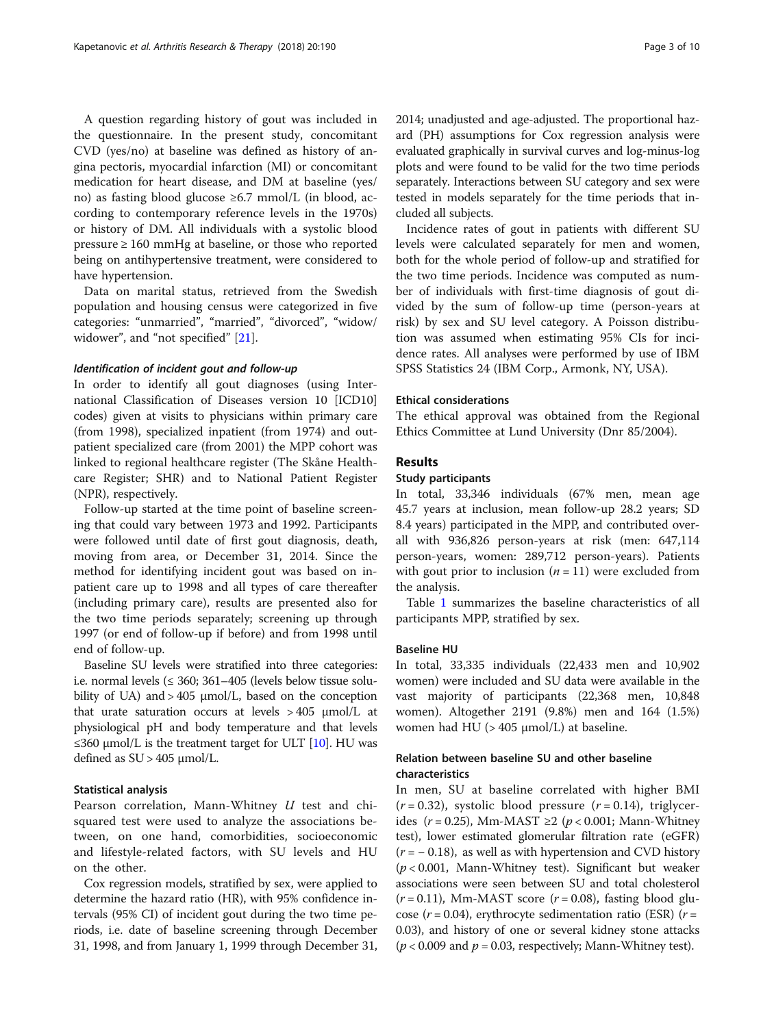A question regarding history of gout was included in the questionnaire. In the present study, concomitant CVD (yes/no) at baseline was defined as history of angina pectoris, myocardial infarction (MI) or concomitant medication for heart disease, and DM at baseline (yes/no) as fasting blood glucose ≥6.7 mmol/L (in blood, according to contemporary reference levels in the 1970s) or history of DM. All individuals with a systolic blood pressure ≥ 160 mmHg at baseline, or those who reported being on antihypertensive treatment, were considered to have hypertension.

Data on marital status, retrieved from the Swedish population and housing census were categorized in five categories: "unmarried", "married", "divorced", "widow/widower", and "not specified" [21].

#### *Identification of incident gout and follow-up*

In order to identify all gout diagnoses (using International Classification of Diseases version 10 [ICD10] codes) given at visits to physicians within primary care (from 1998), specialized inpatient (from 1974) and outpatient specialized care (from 2001) the MPP cohort was linked to regional healthcare register (The Skåne Healthcare Register; SHR) and to National Patient Register (NPR), respectively.

Follow-up started at the time point of baseline screening that could vary between 1973 and 1992. Participants were followed until date of first gout diagnosis, death, moving from area, or December 31, 2014. Since the method for identifying incident gout was based on inpatient care up to 1998 and all types of care thereafter (including primary care), results are presented also for the two time periods separately; screening up through 1997 (or end of follow-up if before) and from 1998 until end of follow-up.

Baseline SU levels were stratified into three categories: i.e. normal levels (≤ 360; 361–405 (levels below tissue solubility of UA) and > 405 μmol/L, based on the conception that urate saturation occurs at levels > 405 μmol/L at physiological pH and body temperature and that levels ≤360 μmol/L is the treatment target for ULT [10]. HU was defined as SU > 405 μmol/L.

### Statistical analysis

Pearson correlation, Mann-Whitney *U* test and chi-squared test were used to analyze the associations between, on one hand, comorbidities, socioeconomic and lifestyle-related factors, with SU levels and HU on the other.

Cox regression models, stratified by sex, were applied to determine the hazard ratio (HR), with 95% confidence intervals (95% CI) of incident gout during the two time periods, i.e. date of baseline screening through December 31, 1998, and from January 1, 1999 through December 31, 2014; unadjusted and age-adjusted. The proportional hazard (PH) assumptions for Cox regression analysis were evaluated graphically in survival curves and log-minus-log plots and were found to be valid for the two time periods separately. Interactions between SU category and sex were tested in models separately for the time periods that included all subjects.

Incidence rates of gout in patients with different SU levels were calculated separately for men and women, both for the whole period of follow-up and stratified for the two time periods. Incidence was computed as number of individuals with first-time diagnosis of gout divided by the sum of follow-up time (person-years at risk) by sex and SU level category. A Poisson distribution was assumed when estimating 95% CIs for incidence rates. All analyses were performed by use of IBM SPSS Statistics 24 (IBM Corp., Armonk, NY, USA).

### Ethical considerations

The ethical approval was obtained from the Regional Ethics Committee at Lund University (Dnr 85/2004).

## Results

### Study participants

In total, 33,346 individuals (67% men, mean age 45.7 years at inclusion, mean follow-up 28.2 years; SD 8.4 years) participated in the MPP, and contributed overall with 936,826 person-years at risk (men: 647,114 person-years, women: 289,712 person-years). Patients with gout prior to inclusion ($n = 11$) were excluded from the analysis.

Table 1 summarizes the baseline characteristics of all participants MPP, stratified by sex.

### Baseline HU

In total, 33,335 individuals (22,433 men and 10,902 women) were included and SU data were available in the vast majority of participants (22,368 men, 10,848 women). Altogether 2191 (9.8%) men and 164 (1.5%) women had HU (> 405 μmol/L) at baseline.

### Relation between baseline SU and other baseline characteristics

In men, SU at baseline correlated with higher BMI ($r = 0.32$), systolic blood pressure ($r = 0.14$), triglycerides ($r = 0.25$), Mm-MAST ≥2 ($p < 0.001$; Mann-Whitney test), lower estimated glomerular filtration rate (eGFR) ($r = -0.18$), as well as with hypertension and CVD history ($p < 0.001$, Mann-Whitney test). Significant but weaker associations were seen between SU and total cholesterol ($r = 0.11$), Mm-MAST score ($r = 0.08$), fasting blood glucose ($r = 0.04$), erythrocyte sedimentation ratio (ESR) ($r = 0.03$), and history of one or several kidney stone attacks ($p < 0.009$ and $p = 0.03$, respectively; Mann-Whitney test).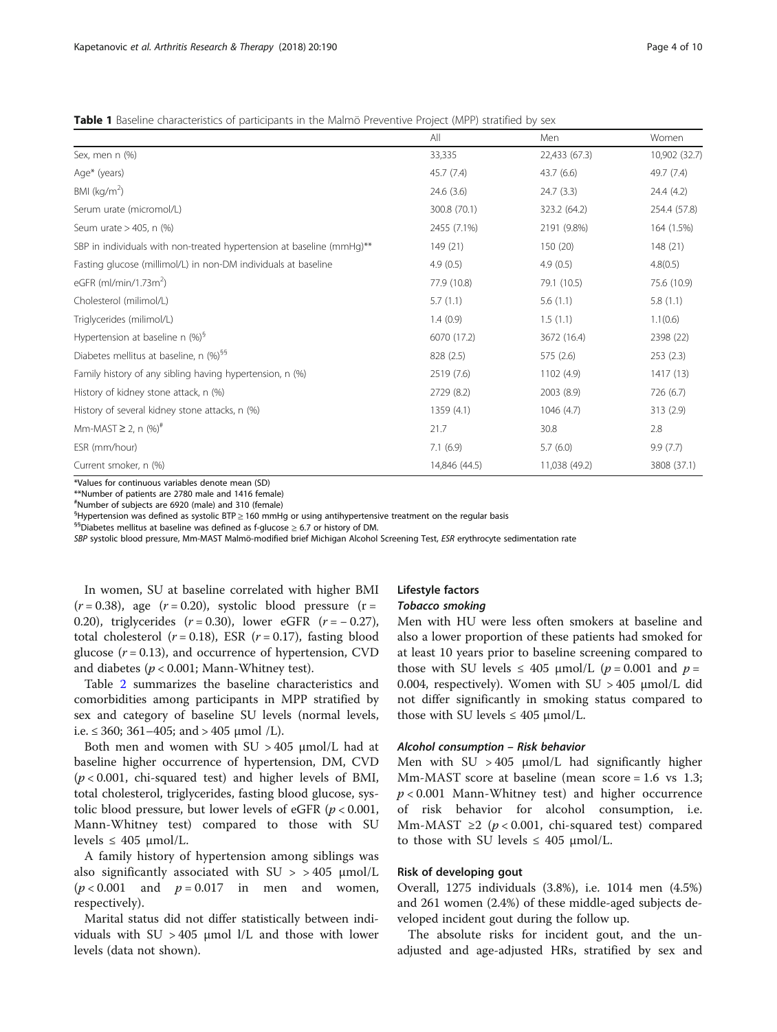**Table 1** Baseline characteristics of participants in the Malmö Preventive Project (MPP) stratified by sex

| | All | Men | Women |
|---|---|---|---|
| Sex, men n (%) | 33,335 | 22,433 (67.3) | 10,902 (32.7) |
| Age* (years) | 45.7 (7.4) | 43.7 (6.6) | 49.7 (7.4) |
| BMI (kg/m$^2$) | 24.6 (3.6) | 24.7 (3.3) | 24.4 (4.2) |
| Serum urate (micromol/L) | 300.8 (70.1) | 323.2 (64.2) | 254.4 (57.8) |
| Seum urate > 405, n (%) | 2455 (7.1%) | 2191 (9.8%) | 164 (1.5%) |
| SBP in individuals with non-treated hypertension at baseline (mmHg)** | 149 (21) | 150 (20) | 148 (21) |
| Fasting glucose (millimol/L) in non-DM individuals at baseline | 4.9 (0.5) | 4.9 (0.5) | 4.8(0.5) |
| eGFR (ml/min/1.73m$^2$) | 77.9 (10.8) | 79.1 (10.5) | 75.6 (10.9) |
| Cholesterol (milimol/L) | 5.7 (1.1) | 5.6 (1.1) | 5.8 (1.1) |
| Triglycerides (milimol/L) | 1.4 (0.9) | 1.5 (1.1) | 1.1(0.6) |
| Hypertension at baseline n (%)[§] | 6070 (17.2) | 3672 (16.4) | 2398 (22) |
| Diabetes mellitus at baseline, n (%)[§§] | 828 (2.5) | 575 (2.6) | 253 (2.3) |
| Family history of any sibling having hypertension, n (%) | 2519 (7.6) | 1102 (4.9) | 1417 (13) |
| History of kidney stone attack, n (%) | 2729 (8.2) | 2003 (8.9) | 726 (6.7) |
| History of several kidney stone attacks, n (%) | 1359 (4.1) | 1046 (4.7) | 313 (2.9) |
| Mm-MAST ≥ 2, n (%)[#] | 21.7 | 30.8 | 2.8 |
| ESR (mm/hour) | 7.1 (6.9) | 5.7 (6.0) | 9.9 (7.7) |
| Current smoker, n (%) | 14,846 (44.5) | 11,038 (49.2) | 3808 (37.1) |

*Values for continuous variables denote mean (SD)
**Number of patients are 2780 male and 1416 female)
[#]Number of subjects are 6920 (male) and 310 (female)
[§]Hypertension was defined as systolic BTP ≥ 160 mmHg or using antihypertensive treatment on the regular basis
[§§]Diabetes mellitus at baseline was defined as f-glucose ≥ 6.7 or history of DM.
*SBP* systolic blood pressure, *Mm-MAST* Malmö-modified brief Michigan Alcohol Screening Test, *ESR* erythrocyte sedimentation rate

In women, SU at baseline correlated with higher BMI ($r = 0.38$), age ($r = 0.20$), systolic blood pressure ($r = 0.20$), triglycerides ($r = 0.30$), lower eGFR ($r = -0.27$), total cholesterol ($r = 0.18$), ESR ($r = 0.17$), fasting blood glucose ($r = 0.13$), and occurrence of hypertension, CVD and diabetes ($p < 0.001$; Mann-Whitney test).

Table 2 summarizes the baseline characteristics and comorbidities among participants in MPP stratified by sex and category of baseline SU levels (normal levels, i.e. ≤ 360; 361–405; and > 405 μmol /L).

Both men and women with SU > 405 μmol/L had at baseline higher occurrence of hypertension, DM, CVD ($p < 0.001$, chi-squared test) and higher levels of BMI, total cholesterol, triglycerides, fasting blood glucose, systolic blood pressure, but lower levels of eGFR ($p < 0.001$, Mann-Whitney test) compared to those with SU levels ≤ 405 μmol/L.

A family history of hypertension among siblings was also significantly associated with SU > > 405 μmol/L ($p < 0.001$ and $p = 0.017$ in men and women, respectively).

Marital status did not differ statistically between individuals with SU > 405 μmol l/L and those with lower levels (data not shown).

## Lifestyle factors

### Tobacco smoking

Men with HU were less often smokers at baseline and also a lower proportion of these patients had smoked for at least 10 years prior to baseline screening compared to those with SU levels ≤ 405 μmol/L ($p = 0.001$ and $p = 0.004$, respectively). Women with SU > 405 μmol/L did not differ significantly in smoking status compared to those with SU levels ≤ 405 μmol/L.

### Alcohol consumption – Risk behavior

Men with SU > 405 μmol/L had significantly higher Mm-MAST score at baseline (mean score = 1.6 vs 1.3; $p < 0.001$ Mann-Whitney test) and higher occurrence of risk behavior for alcohol consumption, i.e. Mm-MAST ≥2 ($p < 0.001$, chi-squared test) compared to those with SU levels ≤ 405 μmol/L.

## Risk of developing gout

Overall, 1275 individuals (3.8%), i.e. 1014 men (4.5%) and 261 women (2.4%) of these middle-aged subjects developed incident gout during the follow up.

The absolute risks for incident gout, and the unadjusted and age-adjusted HRs, stratified by sex and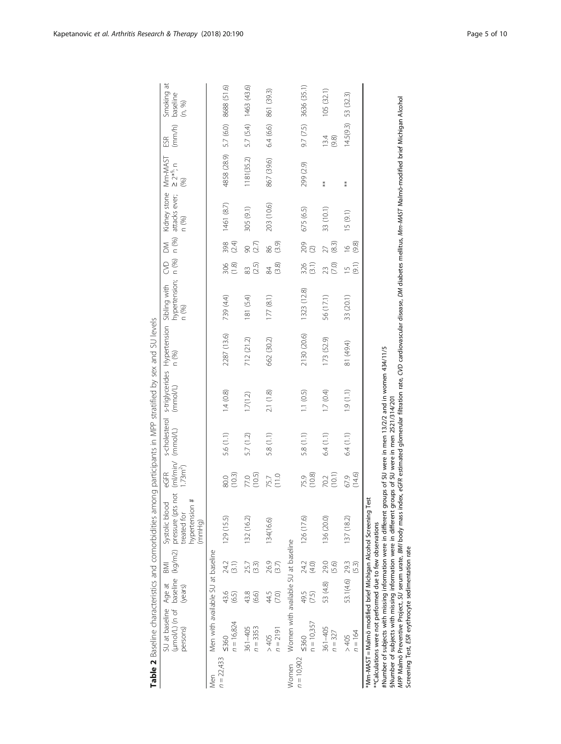**Table 2** Baseline characteristics and comorbidities among participants in MPP stratified by sex and SU levels

| | SU at baseline (μmol/L) (n of persons) | Age at baseline (years) | BMI (kg/m2) | Systolic blood pressure (pts not treated for hypertension #(mmHg) | eGFR (ml/min/ 1.73m$^2$) | s-cholesterol (mmol/L) | s-triglycerides (mmol/L) | Hypertension n (%) | Sibling with hypertension; n (%) | CVD n (%) | DM n (%) | Kidney stone attacks ever; n (%) | Mm-MAST ≥ 2*§; n (%) | ESR (mm/h) | Smoking at baseline (n, %) |
|---|---|---|---|---|---|---|---|---|---|---|---|---|---|---|---|
| Men n = 22,433 | Men with available SU at baseline | | | | | | | | | | | | | | |
| | ≤360 n = 16,824 | 43.6 (6.5) | 24.2 (3.1) | 129 (15.5) | 80.0 (10.3) | 5.6 (1.1) | 1.4 (0.8) | 2287 (13.6) | 739 (4.4) | 306 (1.8) | 398 (2.4) | 1461 (8.7) | 4858 (28.9) | 5.7 (6.0) | 8688 (51.6) |
| | 361–405 n = 3353 | 43.8 (6.6) | 25.7 (3.3) | 132 (16.2) | 77.0 (10.5) | 5.7 (1.2) | 1.7(1.2) | 712 (21.2) | 181 (5.4) | 83 (2.5) | 90 (2.7) | 305 (9.1) | 1181(35.2) | 5.7 (5.4) | 1463 (43.6) |
| | > 405 n = 2191 | 44.5 (7.0) | 26.9 (3.7) | 134(16.6) | 75.7 (11.0 | 5.8 (1.1) | 2.1 (1.8) | 662 (30.2) | 177 (8.1) | 84 (3.8) | 86 (3.9) | 203 (10.6) | 867 (39.6) | 6.4 (6.6) | 861 (39.3) |
| Women n = 10,902 | Women with available SU at baseline | | | | | | | | | | | | | | |
| | ≤360 n = 10,357 | 49.5 (7.5) | 24.2 (4.0) | 126 (17.6) | 75.9 (10.8) | 5.8 (1.1) | 1.1 (0.5) | 2130 (20.6) | 1323 (12.8) | 326 (3.1) | 209 (2) | 675 (6.5) | 299 (2.9) | 9.7 (7.5) | 3636 (35.1) |
| | 361–405 n = 327 | 53 (4.8) | 29.0 (5.6) | 136 (20.0) | 70.2 (10.1) | 6.4 (1.1) | 1.7 (0.4) | 173 (52.9) | 56 (17.1) | 23 (7.0) | 27 (8.3) | 33 (10.1) | ** | 13.4 (9.8) | 105 (32.1) |
| | > 405 n = 164 | 53.1(4.6) | 29.3 (5.3) | 137 (18.2) | 67.9 (14.6) | 6.4 (1.1) | 1.9 (1.1) | 81 (49.4) | 33 (20.1) | 15 (9.1) | 16 (9.8) | 15 (9.1) | ** | 14.5(9.3) | 53 (32.3) |

*Mm-MAST = Malmö modified brief Michigan Alcohol Screening Test
**Calculations were not performed due to few observations
#Number of subjects with missing information were in different groups of SU were in men 13/2/2 and in women 434/11/5
§Number of subjects with missing information were in different groups of SU were in men 2521/314/201
*MPP* Malmö Preventive Project, *SU* serum urate, *BMI* body mass index, *eGFR* estimated glomerular filtration rate, *CVD* cardiovascular disease, *DM* diabetes mellitus, *Mm-MAST* Malmö-modified brief Michigan Alcohol Screening Test, *ESR* erythrocyte sedimentation rate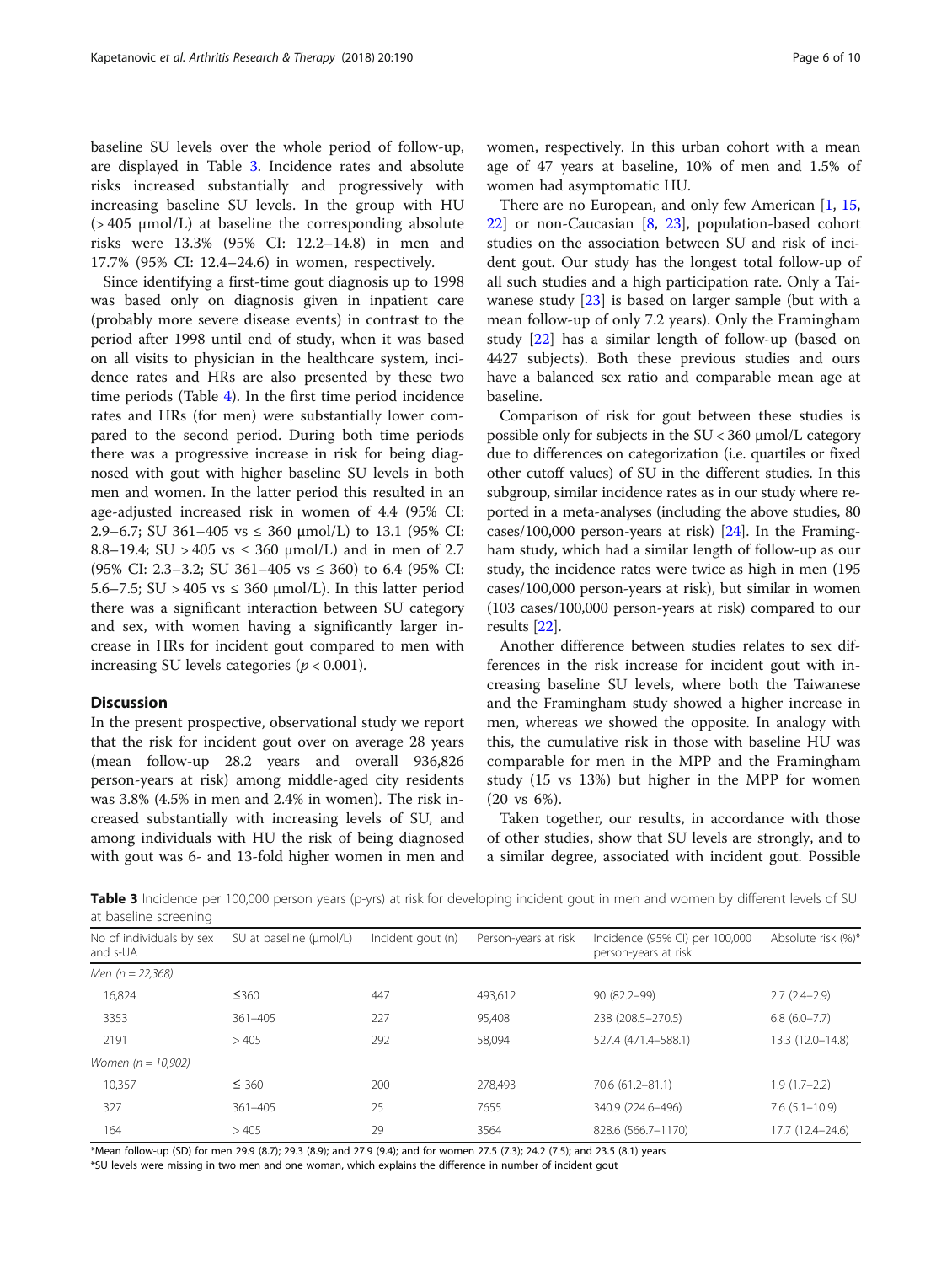baseline SU levels over the whole period of follow-up, are displayed in Table 3. Incidence rates and absolute risks increased substantially and progressively with increasing baseline SU levels. In the group with HU (> 405 μmol/L) at baseline the corresponding absolute risks were 13.3% (95% CI: 12.2–14.8) in men and 17.7% (95% CI: 12.4–24.6) in women, respectively.

Since identifying a first-time gout diagnosis up to 1998 was based only on diagnosis given in inpatient care (probably more severe disease events) in contrast to the period after 1998 until end of study, when it was based on all visits to physician in the healthcare system, incidence rates and HRs are also presented by these two time periods (Table 4). In the first time period incidence rates and HRs (for men) were substantially lower compared to the second period. During both time periods there was a progressive increase in risk for being diagnosed with gout with higher baseline SU levels in both men and women. In the latter period this resulted in an age-adjusted increased risk in women of 4.4 (95% CI: 2.9–6.7; SU 361–405 vs ≤ 360 μmol/L) to 13.1 (95% CI: 8.8–19.4; SU > 405 vs ≤ 360 μmol/L) and in men of 2.7 (95% CI: 2.3–3.2; SU 361–405 vs ≤ 360) to 6.4 (95% CI: 5.6–7.5; SU > 405 vs ≤ 360 μmol/L). In this latter period there was a significant interaction between SU category and sex, with women having a significantly larger increase in HRs for incident gout compared to men with increasing SU levels categories ($p < 0.001$).

## Discussion

In the present prospective, observational study we report that the risk for incident gout over on average 28 years (mean follow-up 28.2 years and overall 936,826 person-years at risk) among middle-aged city residents was 3.8% (4.5% in men and 2.4% in women). The risk increased substantially with increasing levels of SU, and among individuals with HU the risk of being diagnosed with gout was 6- and 13-fold higher women in men and women, respectively. In this urban cohort with a mean age of 47 years at baseline, 10% of men and 1.5% of women had asymptomatic HU.

There are no European, and only few American [1, 15, 22] or non-Caucasian [8, 23], population-based cohort studies on the association between SU and risk of incident gout. Our study has the longest total follow-up of all such studies and a high participation rate. Only a Taiwanese study [23] is based on larger sample (but with a mean follow-up of only 7.2 years). Only the Framingham study [22] has a similar length of follow-up (based on 4427 subjects). Both these previous studies and ours have a balanced sex ratio and comparable mean age at baseline.

Comparison of risk for gout between these studies is possible only for subjects in the SU < 360 μmol/L category due to differences on categorization (i.e. quartiles or fixed other cutoff values) of SU in the different studies. In this subgroup, similar incidence rates as in our study where reported in a meta-analyses (including the above studies, 80 cases/100,000 person-years at risk) [24]. In the Framingham study, which had a similar length of follow-up as our study, the incidence rates were twice as high in men (195 cases/100,000 person-years at risk), but similar in women (103 cases/100,000 person-years at risk) compared to our results [22].

Another difference between studies relates to sex differences in the risk increase for incident gout with increasing baseline SU levels, where both the Taiwanese and the Framingham study showed a higher increase in men, whereas we showed the opposite. In analogy with this, the cumulative risk in those with baseline HU was comparable for men in the MPP and the Framingham study (15 vs 13%) but higher in the MPP for women (20 vs 6%).

Taken together, our results, in accordance with those of other studies, show that SU levels are strongly, and to a similar degree, associated with incident gout. Possible

**Table 3** Incidence per 100,000 person years (p-yrs) at risk for developing incident gout in men and women by different levels of SU at baseline screening

| No of individuals by sex and s-UA | SU at baseline (μmol/L) | Incident gout (n) | Person-years at risk | Incidence (95% CI) per 100,000 person-years at risk | Absolute risk (%)* |
|---|---|---|---|---|---|
| *Men (n = 22,368)* | | | | | |
| 16,824 | ≤360 | 447 | 493,612 | 90 (82.2–99) | 2.7 (2.4–2.9) |
| 3353 | 361–405 | 227 | 95,408 | 238 (208.5–270.5) | 6.8 (6.0–7.7) |
| 2191 | > 405 | 292 | 58,094 | 527.4 (471.4–588.1) | 13.3 (12.0–14.8) |
| *Women (n = 10,902)* | | | | | |
| 10,357 | ≤ 360 | 200 | 278,493 | 70.6 (61.2–81.1) | 1.9 (1.7–2.2) |
| 327 | 361–405 | 25 | 7655 | 340.9 (224.6–496) | 7.6 (5.1–10.9) |
| 164 | > 405 | 29 | 3564 | 828.6 (566.7–1170) | 17.7 (12.4–24.6) |

*Mean follow-up (SD) for men 29.9 (8.7); 29.3 (8.9); and 27.9 (9.4); and for women 27.5 (7.3); 24.2 (7.5); and 23.5 (8.1) years
*SU levels were missing in two men and one woman, which explains the difference in number of incident gout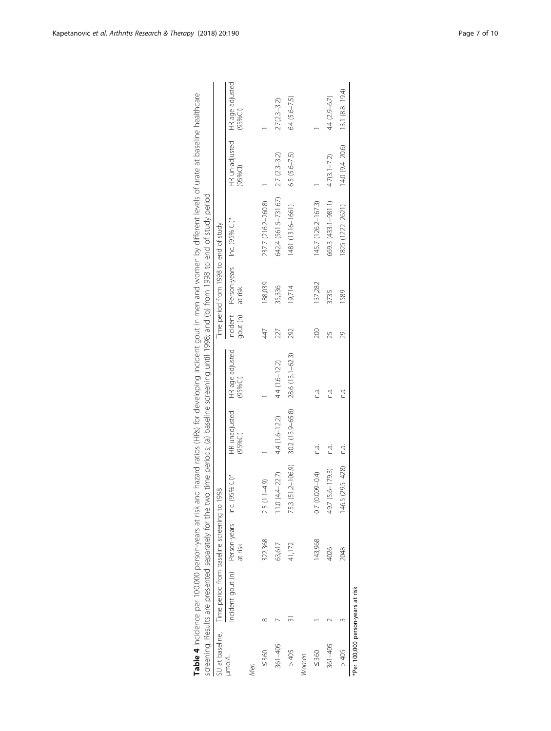**Table 4** Incidence per 100,000 person-years at risk and hazard ratios (HRs) for developing incident gout in men and women by different levels of urate at baseline healthcare screening. Results are presented separately for the two time periods; (a) baseline screening until 1998; and (b) from 1998 to end of study period

| SU at baseline, μmol/L | Time period from baseline screening to 1998 | | | | | Time period from 1998 to end of study | | | | |
|---|---|---|---|---|---|---|---|---|---|---|
| | Incident gout (n) | Person-years at risk | Inc. (95% CI)* | HR unadjusted (95%CI) | HR age adjusted (95%CI) | Incident gout (n) | Person-years at risk | Inc. (95% CI)* | HR un-adjusted (95%CI) | HR age adjusted (95%CI) |
| *Men* | | | | | | | | | | |
| ≤360 | 8 | 322,368 | 2.5 (1.1–4.9) | 1 | 1 | 447 | 188,039 | 237.7 (216.2–260.8) | 1 | 1 |
| 361–405 | 7 | 63,617 | 11.0 (4.4–22.7) | 4.4 (1.6–12.2) | 4.4 (1.6–12.2) | 227 | 35,336 | 642.4 (561.5–731.67) | 2.7 (2.3–3.2) | 2.7(2.3–3.2) |
| >405 | 31 | 41,172 | 75.3 (51.2–106.9) | 30.2 (13.9–65.8) | 28.6 (13.1–62.3) | 292 | 19,714 | 1481 (1316–1661) | 6.5 (5.6–7.5) | 6.4 (5.6–7.5) |
| *Women* | | | | | | | | | | |
| ≤360 | 1 | 143,968 | 0.7 (0.009–0.4) | n.a. | n.a. | 200 | 137,282 | 145.7 (126.2–167.3) | 1 | 1 |
| 361–405 | 2 | 4026 | 49.7 (5.6–179.3) | n.a. | n.a. | 25 | 3735 | 669.3 (433.1–981.1) | 4.7(3.1–7.2) | 4.4 (2.9–6.7) |
| >405 | 3 | 2048 | 146.5 (29.5–428) | n.a. | n.a. | 29 | 1589 | 1825 (1222–2621) | 14.0 (9.4–20.6) | 13.1 (8.8–19.4) |

*Per 100,000 person-years at risk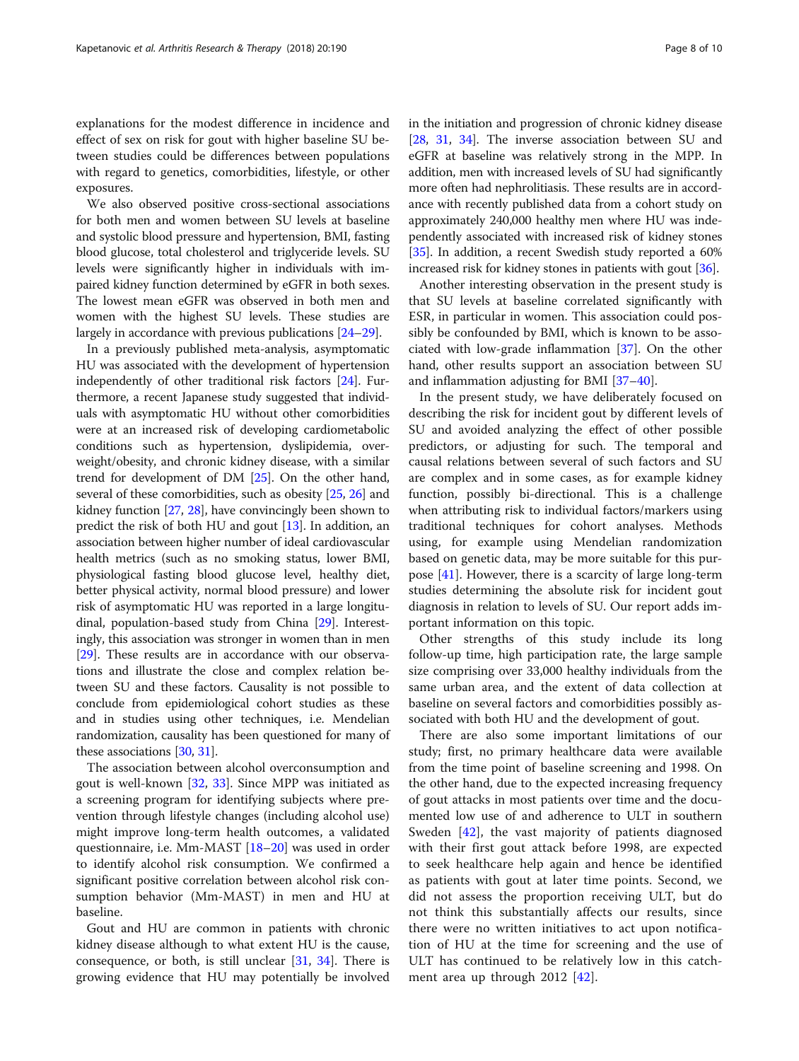explanations for the modest difference in incidence and effect of sex on risk for gout with higher baseline SU between studies could be differences between populations with regard to genetics, comorbidities, lifestyle, or other exposures.

We also observed positive cross-sectional associations for both men and women between SU levels at baseline and systolic blood pressure and hypertension, BMI, fasting blood glucose, total cholesterol and triglyceride levels. SU levels were significantly higher in individuals with impaired kidney function determined by eGFR in both sexes. The lowest mean eGFR was observed in both men and women with the highest SU levels. These studies are largely in accordance with previous publications [24–29].

In a previously published meta-analysis, asymptomatic HU was associated with the development of hypertension independently of other traditional risk factors [24]. Furthermore, a recent Japanese study suggested that individuals with asymptomatic HU without other comorbidities were at an increased risk of developing cardiometabolic conditions such as hypertension, dyslipidemia, overweight/obesity, and chronic kidney disease, with a similar trend for development of DM [25]. On the other hand, several of these comorbidities, such as obesity [25, 26] and kidney function [27, 28], have convincingly been shown to predict the risk of both HU and gout [13]. In addition, an association between higher number of ideal cardiovascular health metrics (such as no smoking status, lower BMI, physiological fasting blood glucose level, healthy diet, better physical activity, normal blood pressure) and lower risk of asymptomatic HU was reported in a large longitudinal, population-based study from China [29]. Interestingly, this association was stronger in women than in men [29]. These results are in accordance with our observations and illustrate the close and complex relation between SU and these factors. Causality is not possible to conclude from epidemiological cohort studies as these and in studies using other techniques, i.e. Mendelian randomization, causality has been questioned for many of these associations [30, 31].

The association between alcohol overconsumption and gout is well-known [32, 33]. Since MPP was initiated as a screening program for identifying subjects where prevention through lifestyle changes (including alcohol use) might improve long-term health outcomes, a validated questionnaire, i.e. Mm-MAST [18–20] was used in order to identify alcohol risk consumption. We confirmed a significant positive correlation between alcohol risk consumption behavior (Mm-MAST) in men and HU at baseline.

Gout and HU are common in patients with chronic kidney disease although to what extent HU is the cause, consequence, or both, is still unclear [31, 34]. There is growing evidence that HU may potentially be involved in the initiation and progression of chronic kidney disease [28, 31, 34]. The inverse association between SU and eGFR at baseline was relatively strong in the MPP. In addition, men with increased levels of SU had significantly more often had nephrolitiasis. These results are in accordance with recently published data from a cohort study on approximately 240,000 healthy men where HU was independently associated with increased risk of kidney stones [35]. In addition, a recent Swedish study reported a 60% increased risk for kidney stones in patients with gout [36].

Another interesting observation in the present study is that SU levels at baseline correlated significantly with ESR, in particular in women. This association could possibly be confounded by BMI, which is known to be associated with low-grade inflammation [37]. On the other hand, other results support an association between SU and inflammation adjusting for BMI [37–40].

In the present study, we have deliberately focused on describing the risk for incident gout by different levels of SU and avoided analyzing the effect of other possible predictors, or adjusting for such. The temporal and causal relations between several of such factors and SU are complex and in some cases, as for example kidney function, possibly bi-directional. This is a challenge when attributing risk to individual factors/markers using traditional techniques for cohort analyses. Methods using, for example using Mendelian randomization based on genetic data, may be more suitable for this purpose [41]. However, there is a scarcity of large long-term studies determining the absolute risk for incident gout diagnosis in relation to levels of SU. Our report adds important information on this topic.

Other strengths of this study include its long follow-up time, high participation rate, the large sample size comprising over 33,000 healthy individuals from the same urban area, and the extent of data collection at baseline on several factors and comorbidities possibly associated with both HU and the development of gout.

There are also some important limitations of our study; first, no primary healthcare data were available from the time point of baseline screening and 1998. On the other hand, due to the expected increasing frequency of gout attacks in most patients over time and the documented low use of and adherence to ULT in southern Sweden [42], the vast majority of patients diagnosed with their first gout attack before 1998, are expected to seek healthcare help again and hence be identified as patients with gout at later time points. Second, we did not assess the proportion receiving ULT, but do not think this substantially affects our results, since there were no written initiatives to act upon notification of HU at the time for screening and the use of ULT has continued to be relatively low in this catchment area up through 2012 [42].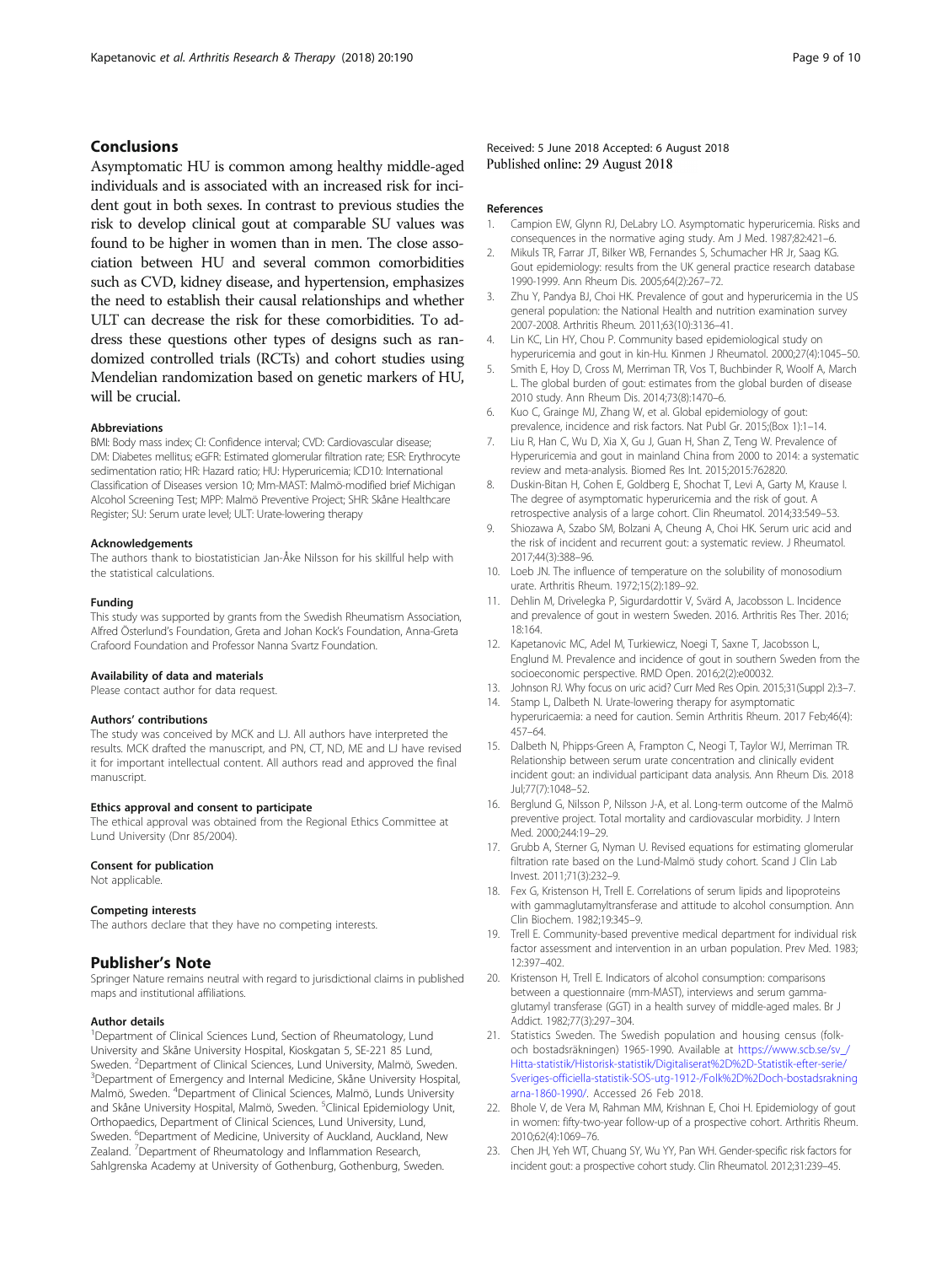## Conclusions

Asymptomatic HU is common among healthy middle-aged individuals and is associated with an increased risk for incident gout in both sexes. In contrast to previous studies the risk to develop clinical gout at comparable SU values was found to be higher in women than in men. The close association between HU and several common comorbidities such as CVD, kidney disease, and hypertension, emphasizes the need to establish their causal relationships and whether ULT can decrease the risk for these comorbidities. To address these questions other types of designs such as randomized controlled trials (RCTs) and cohort studies using Mendelian randomization based on genetic markers of HU, will be crucial.

### Abbreviations

BMI: Body mass index; CI: Confidence interval; CVD: Cardiovascular disease; DM: Diabetes mellitus; eGFR: Estimated glomerular filtration rate; ESR: Erythrocyte sedimentation ratio; HR: Hazard ratio; HU: Hyperuricemia; ICD10: International Classification of Diseases version 10; Mm-MAST: Malmö-modified brief Michigan Alcohol Screening Test; MPP: Malmö Preventive Project; SHR: Skåne Healthcare Register; SU: Serum urate level; ULT: Urate-lowering therapy

### Acknowledgements

The authors thank to biostatistician Jan-Åke Nilsson for his skillful help with the statistical calculations.

### Funding

This study was supported by grants from the Swedish Rheumatism Association, Alfred Österlund's Foundation, Greta and Johan Kock's Foundation, Anna-Greta Crafoord Foundation and Professor Nanna Svartz Foundation.

### Availability of data and materials

Please contact author for data request.

### Authors' contributions

The study was conceived by MCK and LJ. All authors have interpreted the results. MCK drafted the manuscript, and PN, CT, ND, ME and LJ have revised it for important intellectual content. All authors read and approved the final manuscript.

### Ethics approval and consent to participate

The ethical approval was obtained from the Regional Ethics Committee at Lund University (Dnr 85/2004).

### Consent for publication

Not applicable.

### Competing interests

The authors declare that they have no competing interests.

## Publisher's Note

Springer Nature remains neutral with regard to jurisdictional claims in published maps and institutional affiliations.

### Author details

[1]Department of Clinical Sciences Lund, Section of Rheumatology, Lund University and Skåne University Hospital, Kioskgatan 5, SE-221 85 Lund, Sweden. [2]Department of Clinical Sciences, Lund University, Malmö, Sweden. [3]Department of Emergency and Internal Medicine, Skåne University Hospital, Malmö, Sweden. [4]Department of Clinical Sciences, Malmö, Lunds University and Skåne University Hospital, Malmö, Sweden. [5]Clinical Epidemiology Unit, Orthopaedics, Department of Clinical Sciences, Lund University, Lund, Sweden. [6]Department of Medicine, University of Auckland, Auckland, New Zealand. [7]Department of Rheumatology and Inflammation Research, Sahlgrenska Academy at University of Gothenburg, Gothenburg, Sweden.

Received: 5 June 2018 Accepted: 6 August 2018
Published online: 29 August 2018

## References

1. Campion EW, Glynn RJ, DeLabry LO. Asymptomatic hyperuricemia. Risks and consequences in the normative aging study. Am J Med. 1987;82:421–6.
2. Mikuls TR, Farrar JT, Bilker WB, Fernandes S, Schumacher HR Jr, Saag KG. Gout epidemiology: results from the UK general practice research database 1990-1999. Ann Rheum Dis. 2005;64(2):267–72.
3. Zhu Y, Pandya BJ, Choi HK. Prevalence of gout and hyperuricemia in the US general population: the National Health and nutrition examination survey 2007-2008. Arthritis Rheum. 2011;63(10):3136–41.
4. Lin KC, Lin HY, Chou P. Community based epidemiological study on hyperuricemia and gout in kin-Hu. Kinmen J Rheumatol. 2000;27(4):1045–50.
5. Smith E, Hoy D, Cross M, Merriman TR, Vos T, Buchbinder R, Woolf A, March L. The global burden of gout: estimates from the global burden of disease 2010 study. Ann Rheum Dis. 2014;73(8):1470–6.
6. Kuo C, Grainge MJ, Zhang W, et al. Global epidemiology of gout: prevalence, incidence and risk factors. Nat Publ Gr. 2015;(Box 1):1–14.
7. Liu R, Han C, Wu D, Xia X, Gu J, Guan H, Shan Z, Teng W. Prevalence of Hyperuricemia and gout in mainland China from 2000 to 2014: a systematic review and meta-analysis. Biomed Res Int. 2015;2015:762820.
8. Duskin-Bitan H, Cohen E, Goldberg E, Shochat T, Levi A, Garty M, Krause I. The degree of asymptomatic hyperuricemia and the risk of gout. A retrospective analysis of a large cohort. Clin Rheumatol. 2014;33:549–53.
9. Shiozawa A, Szabo SM, Bolzani A, Cheung A, Choi HK. Serum uric acid and the risk of incident and recurrent gout: a systematic review. J Rheumatol. 2017;44(3):388–96.
10. Loeb JN. The influence of temperature on the solubility of monosodium urate. Arthritis Rheum. 1972;15(2):189–92.
11. Dehlin M, Drivelegka P, Sigurdardottir V, Svärd A, Jacobsson L. Incidence and prevalence of gout in western Sweden. 2016. Arthritis Res Ther. 2016; 18:164.
12. Kapetanovic MC, Adel M, Turkiewicz, Noegi T, Saxne T, Jacobsson L, Englund M. Prevalence and incidence of gout in southern Sweden from the socioeconomic perspective. RMD Open. 2016;2(2):e00032.
13. Johnson RJ. Why focus on uric acid? Curr Med Res Opin. 2015;31(Suppl 2):3–7.
14. Stamp L, Dalbeth N. Urate-lowering therapy for asymptomatic hyperuricaemia: a need for caution. Semin Arthritis Rheum. 2017 Feb;46(4): 457–64.
15. Dalbeth N, Phipps-Green A, Frampton C, Neogi T, Taylor WJ, Merriman TR. Relationship between serum urate concentration and clinically evident incident gout: an individual participant data analysis. Ann Rheum Dis. 2018 Jul;77(7):1048–52.
16. Berglund G, Nilsson P, Nilsson J-A, et al. Long-term outcome of the Malmö preventive project. Total mortality and cardiovascular morbidity. J Intern Med. 2000;244:19–29.
17. Grubb A, Sterner G, Nyman U. Revised equations for estimating glomerular filtration rate based on the Lund-Malmö study cohort. Scand J Clin Lab Invest. 2011;71(3):232–9.
18. Fex G, Kristenson H, Trell E. Correlations of serum lipids and lipoproteins with gammaglutamyltransferase and attitude to alcohol consumption. Ann Clin Biochem. 1982;19:345–9.
19. Trell E. Community-based preventive medical department for individual risk factor assessment and intervention in an urban population. Prev Med. 1983; 12:397–402.
20. Kristenson H, Trell E. Indicators of alcohol consumption: comparisons between a questionnaire (mm-MAST), interviews and serum gamma-glutamyl transferase (GGT) in a health survey of middle-aged males. Br J Addict. 1982;77(3):297–304.
21. Statistics Sweden. The Swedish population and housing census (folk-och bostadsräkningen) 1965-1990. Available at https://www.scb.se/sv_/Hitta-statistik/Historisk-statistik/Digitaliserat%2D%2D-Statistik-efter-serie/Sveriges-officiella-statistik-SOS-utg-1912-/Folk%2D%2Doch-bostadsrakningarna-1860-1990/. Accessed 26 Feb 2018.
22. Bhole V, de Vera M, Rahman MM, Krishnan E, Choi H. Epidemiology of gout in women: fifty-two-year follow-up of a prospective cohort. Arthritis Rheum. 2010;62(4):1069–76.
23. Chen JH, Yeh WT, Chuang SY, Wu YY, Pan WH. Gender-specific risk factors for incident gout: a prospective cohort study. Clin Rheumatol. 2012;31:239–45.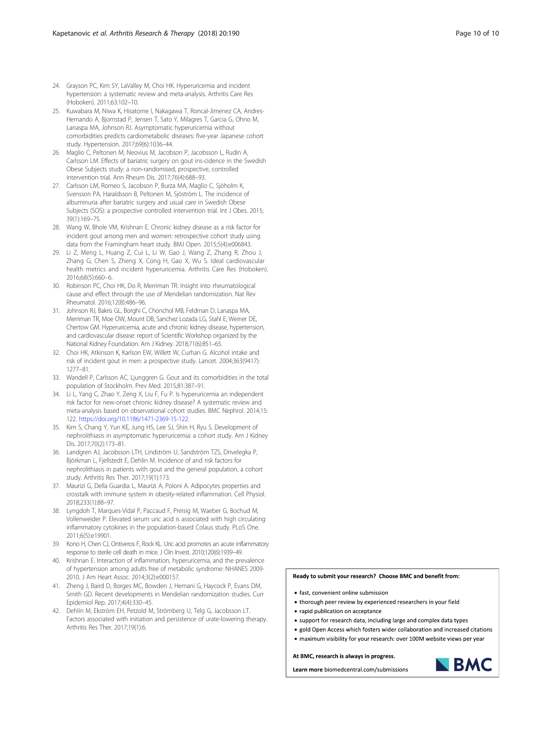24. Grayson PC, Kim SY, LaValley M, Choi HK. Hyperuricemia and incident hypertension: a systematic review and meta-analysis. Arthritis Care Res (Hoboken). 2011;63:102–10.
25. Kuwabara M, Niwa K, Hisatome I, Nakagawa T, Roncal-Jimenez CA, Andres-Hernando A, Bjornstad P, Jensen T, Sato Y, Milagres T, Garcia G, Ohno M, Lanaspa MA, Johnson RJ. Asymptomatic hyperuricemia without comorbidities predicts cardiometabolic diseases: five-year Japanese cohort study. Hypertension. 2017;69(6):1036–44.
26. Maglio C, Peltonen M, Neovius M, Jacobson P, Jacobsson L, Rudin A, Carlsson LM. Effects of bariatric surgery on gout ins-cidence in the Swedish Obese Subjects study: a non-randomised, prospective, controlled intervention trial. Ann Rheum Dis. 2017;76(4):688–93.
27. Carlsson LM, Romeo S, Jacobson P, Burza MA, Maglio C, Sjöholm K, Svensson PA, Haraldsson B, Peltonen M, Sjöström L. The incidence of albuminuria after bariatric surgery and usual care in Swedish Obese Subjects (SOS): a prospective controlled intervention trial. Int J Obes. 2015; 39(1):169–75.
28. Wang W, Bhole VM, Krishnan E. Chronic kidney disease as a risk factor for incident gout among men and women: retrospective cohort study using data from the Framingham heart study. BMJ Open. 2015;5(4):e006843.
29. Li Z, Meng L, Huang Z, Cui L, Li W, Gao J, Wang Z, Zhang R, Zhou J, Zhang G, Chen S, Zheng X, Cong H, Gao X, Wu S. Ideal cardiovascular health metrics and incident hyperuricemia. Arthritis Care Res (Hoboken). 2016;68(5):660–6.
30. Robinson PC, Choi HK, Do R, Merriman TR. Insight into rheumatological cause and effect through the use of Mendelian randomization. Nat Rev Rheumatol. 2016;12(8):486–96.
31. Johnson RJ, Bakris GL, Borghi C, Chonchol MB, Feldman D, Lanaspa MA, Merriman TR, Moe OW, Mount DB, Sanchez Lozada LG, Stahl E, Weiner DE, Chertow GM. Hyperuricemia, acute and chronic kidney disease, hypertension, and cardiovascular disease: report of Scientific Workshop organized by the National Kidney Foundation. Am J Kidney. 2018;71(6):851–65.
32. Choi HK, Atkinson K, Karlson EW, Willett W, Curhan G. Alcohol intake and risk of incident gout in men: a prospective study. Lancet. 2004;363(9417): 1277–81.
33. Wandell P, Carlsson AC, Ljunggren G. Gout and its comorbidities in the total population of Stockholm. Prev Med. 2015;81:387–91.
34. Li L, Yang C, Zhao Y, Zeng X, Liu F, Fu P. Is hyperuricemia an independent risk factor for new-onset chronic kidney disease? A systematic review and meta-analysis based on observational cohort studies. BMC Nephrol. 2014;15: 122. https://doi.org/10.1186/1471-2369-15-122.
35. Kim S, Chang Y, Yun KE, Jung HS, Lee SJ, Shin H, Ryu S. Development of nephrolithiasis in asymptomatic hyperuricemia: a cohort study. Am J Kidney Dis. 2017;70(2):173–81.
36. Landgren AJ, Jacobsson LTH, Lindström U, Sandström TZS, Drivelegka P, Björkman L, Fjellstedt E, Dehlin M. Incidence of and risk factors for nephrolithiasis in patients with gout and the general population, a cohort study. Arthritis Res Ther. 2017;19(1):173.
37. Maurizi G, Della Guardia L, Maurizi A, Poloni A. Adipocytes properties and crosstalk with immune system in obesity-related inflammation. Cell Physiol. 2018;233(1):88–97.
38. Lyngdoh T, Marques-Vidal P, Paccaud F, Preisig M, Waeber G, Bochud M, Vollenweider P. Elevated serum uric acid is associated with high circulating inflammatory cytokines in the population-based Colaus study. PLoS One. 2011;6(5):e19901.
39. Kono H, Chen CJ, Ontiveros F, Rock KL. Uric acid promotes an acute inflammatory response to sterile cell death in mice. J Clin Invest. 2010;120(6):1939–49.
40. Krishnan E. Interaction of inflammation, hyperuricemia, and the prevalence of hypertension among adults free of metabolic syndrome: NHANES 2009-2010. J Am Heart Assoc. 2014;3(2):e000157.
41. Zheng J, Baird D, Borges MC, Bowden J, Hemani G, Haycock P, Evans DM, Smith GD. Recent developments in Mendelian randomization studies. Curr Epidemiol Rep. 2017;4(4):330–45.
42. Dehlin M, Ekström EH, Petzold M, Strömberg U, Telg G, Jacobsson LT. Factors associated with initiation and persistence of urate-lowering therapy. Arthritis Res Ther. 2017;19(1):6.

**Ready to submit your research? Choose BMC and benefit from:**

- fast, convenient online submission
- thorough peer review by experienced researchers in your field
- rapid publication on acceptance
- support for research data, including large and complex data types
- gold Open Access which fosters wider collaboration and increased citations
- maximum visibility for your research: over 100M website views per year

**At BMC, research is always in progress.**

**Learn more** biomedcentral.com/submissions

BMC